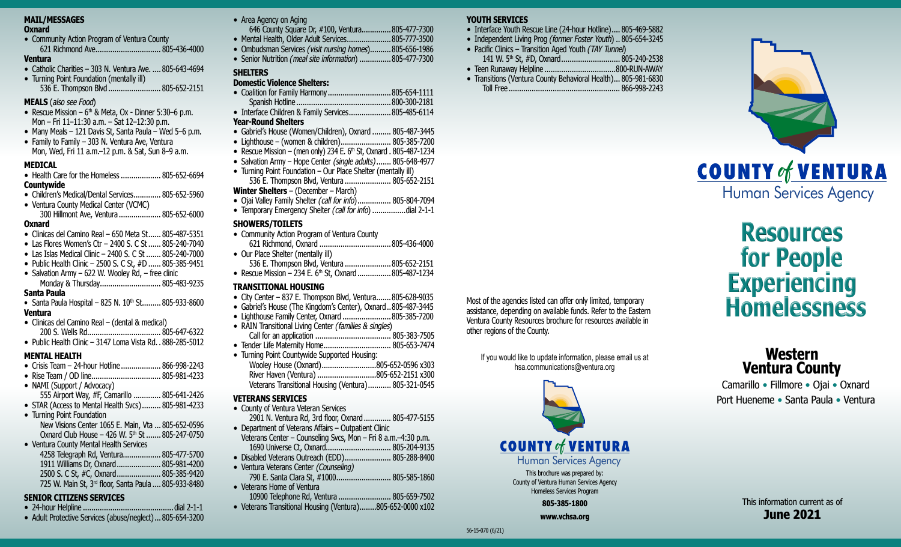## MAIL/MESSAGES

**Oxnard**

- Community Action Program of Ventura County
  621 Richmond Ave............................... 805-436-4000

**Ventura**

- Catholic Charities – 303 N. Ventura Ave. .... 805-643-4694
- Turning Point Foundation (mentally ill)
  536 E. Thompson Blvd ......................... 805-652-2151

## MEALS (*also see Food*)

- Rescue Mission – 6th & Meta, Ox - Dinner 5:30–6 p.m.
  Mon – Fri 11–11:30 a.m. – Sat 12–12:30 p.m.
- Many Meals – 121 Davis St, Santa Paula – Wed 5–6 p.m.
- Family to Family – 303 N. Ventura Ave, Ventura
  Mon, Wed, Fri 11 a.m.–12 p.m. & Sat, Sun 8–9 a.m.

## MEDICAL

- Health Care for the Homeless ................... 805-652-6694

**Countywide**

- Children's Medical/Dental Services............. 805-652-5960
- Ventura County Medical Center (VCMC)
  300 Hillmont Ave, Ventura .................... 805-652-6000

**Oxnard**

- Clinicas del Camino Real – 650 Meta St...... 805-487-5351
- Las Flores Women's Ctr – 2400 S. C St ...... 805-240-7040
- Las Islas Medical Clinic – 2400 S. C St ....... 805-240-7000
- Public Health Clinic – 2500 S. C St, #D ...... 805-385-9451
- Salvation Army – 622 W. Wooley Rd, – free clinic
  Monday & Thursday............................. 805-483-9235

**Santa Paula**

- Santa Paula Hospital – 825 N. 10th St......... 805-933-8600

**Ventura**

- Clinicas del Camino Real – (dental & medical)
  200 S. Wells Rd................................... 805-647-6322
- Public Health Clinic – 3147 Loma Vista Rd. . 888-285-5012

## MENTAL HEALTH

- Crisis Team – 24-hour Hotline................... 866-998-2243
- Rise Team / OD line................................. 805-981-4233
- NAMI (Support / Advocacy)
  555 Airport Way, #F, Camarillo ............. 805-641-2426
- STAR (Access to Mental Health Svcs)......... 805-981-4233
- Turning Point Foundation
  New Visions Center 1065 E. Main, Vta ... 805-652-0596
  Oxnard Club House – 426 W. 5th St ....... 805-247-0750
- Ventura County Mental Health Services
  4258 Telegraph Rd, Ventura.................. 805-477-5700
  1911 Williams Dr, Oxnard..................... 805-981-4200
  2500 S. C St, #C, Oxnard..................... 805-385-9420
  725 W. Main St, 3rd floor, Santa Paula .... 805-933-8480

## SENIOR CITIZENS SERVICES

- 24-hour Helpline ........................................... dial 2-1-1
- Adult Protective Services (abuse/neglect) ... 805-654-3200
- Area Agency on Aging
  646 County Square Dr, #100, Ventura............. 805-477-7300
- Mental Health, Older Adult Services..................... 805-777-3500
- Ombudsman Services (*visit nursing homes*).......... 805-656-1986
- Senior Nutrition (*meal site information*) ............... 805-477-7300

## SHELTERS

### Domestic Violence Shelters:

- Coalition for Family Harmony.............................. 805-654-1111
  Spanish Hotline............................................... 800-300-2181
- Interface Children & Family Services.................... 805-485-6114

### Year-Round Shelters

- Gabriel's House (Women/Children), Oxnard ......... 805-487-3445
- Lighthouse – (women & children)........................ 805-385-7200
- Rescue Mission – (men only) 234 E. 6th St, Oxnard . 805-487-1234
- Salvation Army – Hope Center (*single adults*)....... 805-648-4977
- Turning Point Foundation – Our Place Shelter (mentally ill)
  536 E. Thompson Blvd, Ventura ...................... 805-652-2151

**Winter Shelters** – (December – March)

- Ojai Valley Family Shelter (*call for info*)................ 805-804-7094
- Temporary Emergency Shelter (*call for info*) ................dial 2-1-1

## SHOWERS/TOILETS

- Community Action Program of Ventura County
  621 Richmond, Oxnard .................................. 805-436-4000
- Our Place Shelter (mentally ill)
  536 E. Thompson Blvd, Ventura ...................... 805-652-2151
- Rescue Mission – 234 E. 6th St, Oxnard ................ 805-487-1234

## TRANSITIONAL HOUSING

- City Center – 837 E. Thompson Blvd, Ventura....... 805-628-9035
- Gabriel's House (The Kingdom's Center), Oxnard .. 805-487-3445
- Lighthouse Family Center, Oxnard ....................... 805-385-7200
- RAIN Transitional Living Center (*families & singles*)
  Call for an application ................................... 805-383-7505
- Tender Life Maternity Home................................. 805-653-7474
- Turning Point Countywide Supported Housing:
  Wooley House (Oxnard)..........................805-652-0596 x303
  River Haven (Ventura) ............................805-652-2151 x300
  Veterans Transitional Housing (Ventura)........... 805-321-0545

## VETERANS SERVICES

- County of Ventura Veteran Services
  2901 N. Ventura Rd, 3rd floor, Oxnard ............. 805-477-5155
- Department of Veterans Affairs – Outpatient Clinic
  Veterans Center – Counseling Svcs, Mon – Fri 8 a.m.–4:30 p.m.
  1690 Universe Ct, Oxnard.............................. 805-204-9135
- Disabled Veterans Outreach (EDD)...................... 805-288-8400
- Ventura Veterans Center (*Counseling*)
  790 E. Santa Clara St, #1000.......................... 805-585-1860
- Veterans Home of Ventura
  10900 Telephone Rd, Ventura ......................... 805-659-7502
- Veterans Transitional Housing (Ventura)........805-652-0000 x102

## YOUTH SERVICES

- Interface Youth Rescue Line (24-hour Hotline).... 805-469-5882
- Independent Living Prog (*former Foster Youth*) .. 805-654-3245
- Pacific Clinics – Transition Aged Youth (*TAY Tunnel*)
  141 W. 5th St, #D, Oxnard............................ 805-240-2538
- Teen Runaway Helpline ..................................800-RUN-AWAY
- Transitions (Ventura County Behavioral Health)... 805-981-6830
  Toll Free..................................................... 866-998-2243

Most of the agencies listed can offer only limited, temporary assistance, depending on available funds. Refer to the Eastern Ventura County Resources brochure for resources available in other regions of the County.

If you would like to update information, please email us at hsa.communications@ventura.org

**COUNTY *of* VENTURA**
Human Services Agency

This brochure was prepared by:
County of Ventura Human Services Agency
Homeless Services Program

**805-385-1800**

**www.vchsa.org**

56-15-070 (6/21)

**COUNTY *of* VENTURA**
Human Services Agency

# Resources for People Experiencing Homelessness

## Western Ventura County

Camarillo • Fillmore • Ojai • Oxnard
Port Hueneme • Santa Paula • Ventura

This information current as of
**June 2021**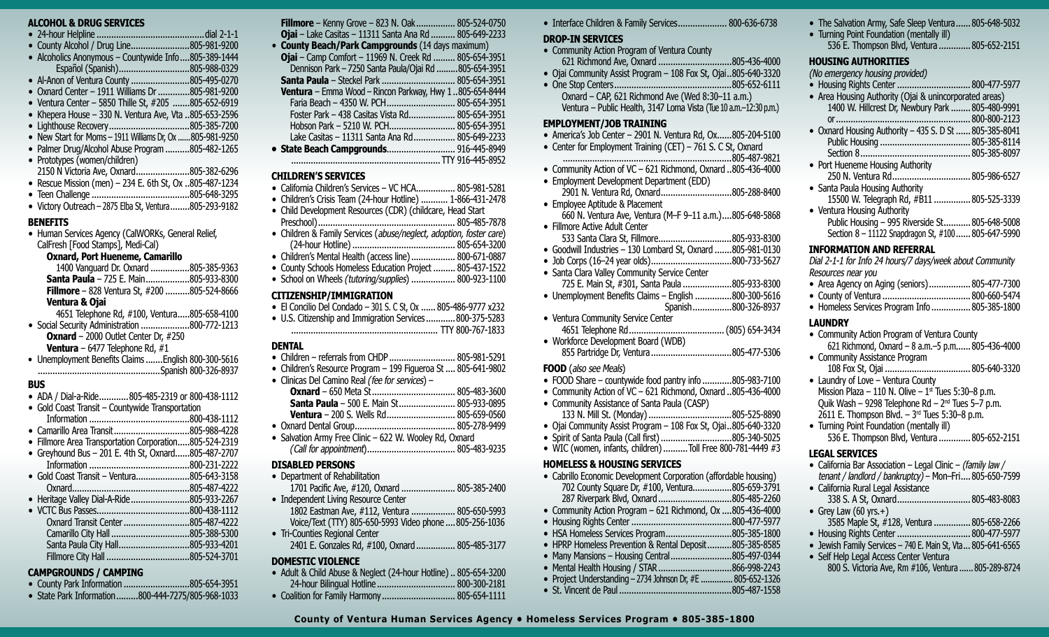## ALCOHOL & DRUG SERVICES

- 24-hour Helpline ............................................ dial 2-1-1
- County Alcohol / Drug Line........................805-981-9200
- Alcoholics Anonymous – Countywide Info....805-389-1444
  - Español (Spanish)............................805-988-0329
- Al-Anon of Ventura County .......................805-495-0270
- Oxnard Center – 1911 Williams Dr .............805-981-9200
- Ventura Center – 5850 Thille St, #205 .......805-652-6919
- Khepera House – 330 N. Ventura Ave, Vta ..805-653-2596
- Lighthouse Recovery................................805-385-7200
- New Start for Moms – 1911 Williams Dr, Ox ......805-981-9250
- Palmer Drug/Alcohol Abuse Program ..........805-482-1265
- Prototypes (women/children)
  2150 N Victoria Ave, Oxnard......................805-382-6296
- Rescue Mission (men) – 234 E. 6th St, Ox ..805-487-1234
- Teen Challenge .......................................805-648-3295
- Victory Outreach – 2875 Elba St, Ventura........805-293-9182

## BENEFITS

- Human Services Agency (CalWORKs, General Relief, CalFresh [Food Stamps], Medi-Cal)
  - **Oxnard, Port Hueneme, Camarillo**
    1400 Vanguard Dr. Oxnard ................805-385-9363
  - **Santa Paula** – 725 E. Main..................805-933-8300
  - **Fillmore** – 828 Ventura St, #200 ..........805-524-8666
  - **Ventura & Ojai**
    4651 Telephone Rd, #100, Ventura.....805-658-4100
- Social Security Administration ....................800-772-1213
  - **Oxnard** – 2000 Outlet Center Dr, #250
  - **Ventura** – 6477 Telephone Rd, #1
- Unemployment Benefits Claims .......English 800-300-5616
  .................................................Spanish 800-326-8937

## BUS

- ADA / Dial-a-Ride............805-485-2319 or 800-438-1112
- Gold Coast Transit – Countywide Transportation
  Information ........................................800-438-1112
- Camarillo Area Transit...............................805-988-4228
- Fillmore Area Transportation Corporation.....805-524-2319
- Greyhound Bus – 201 E. 4th St, Oxnard......805-487-2707
  Information .........................................800-231-2222
- Gold Coast Transit – Ventura......................805-643-3158
  Oxnard...............................................805-487-4222
- Heritage Valley Dial-A-Ride........................805-933-2267
- VCTC Bus Passes......................................800-438-1112
  - Oxnard Transit Center ...........................805-487-4222
  - Camarillo City Hall ...............................805-388-5300
  - Santa Paula City Hall.............................805-933-4201
  - Fillmore City Hall .................................805-524-3701

## CAMPGROUNDS / CAMPING

- County Park Information ...........................805-654-3951
- State Park Information.........800-444-7275/805-968-1033
  - **Fillmore** – Kenny Grove – 823 N. Oak................ 805-524-0750
  - **Ojai** – Lake Casitas – 11311 Santa Ana Rd .......... 805-649-2233
- **County Beach/Park Campgrounds** (14 days maximum)
  - **Ojai** – Camp Comfort – 11969 N. Creek Rd ......... 805-654-3951
    Dennison Park – 7250 Santa Paula/Ojai Rd .........805-654-3951
  - **Santa Paula** – Steckel Park ............................. 805-654-3951
  - **Ventura** – Emma Wood – Rincon Parkway, Hwy 1...805-654-8444
    - Faria Beach – 4350 W. PCH.............................. 805-654-3951
    - Foster Park – 438 Casitas Vista Rd................... 805-654-3951
    - Hobson Park – 5210 W. PCH............................ 805-654-3951
    - Lake Casitas – 11311 Santa Ana Rd.................. 805-649-2233
- **State Beach Campgrounds**........................... 916-445-8949
  ........................................................... TTY 916-445-8952

## CHILDREN'S SERVICES

- California Children's Services – VC HCA................ 805-981-5281
- Children's Crisis Team (24-hour Hotline) ........... 1-866-431-2478
- Child Development Resources (CDR) (childcare, Head Start Preschool)........................................................ 805-485-7878
- Children & Family Services (*abuse/neglect, adoption, foster care*) (24-hour Hotline) ......................................... 805-654-3200
- Children's Mental Health (access line) .................. 800-671-0887
- County Schools Homeless Education Project .......... 805-437-1522
- School on Wheels (*tutoring/supplies*) .................. 800-923-1100

## CITIZENSHIP/IMMIGRATION

- El Concilio Del Condado – 301 S. C St, Ox ...... 805-486-9777 x232
- U.S. Citizenship and Immigration Services............ 800-375-5283
  ............................................................ TTY 800-767-1833

## DENTAL

- Children – referrals from CHDP........................... 805-981-5291
- Children's Resource Program – 199 Figueroa St .... 805-641-9802
- Clinicas Del Camino Real (*fee for services*) –
  - **Oxnard** – 650 Meta St.................................. 805-483-3600
  - **Santa Paula** – 500 E. Main St....................... 805-933-0895
  - **Ventura** – 200 S. Wells Rd............................ 805-659-0560
- Oxnard Dental Group......................................... 805-278-9499
- Salvation Army Free Clinic – 622 W. Wooley Rd, Oxnard (*Call for appointment*)................................... 805-483-9235

## DISABLED PERSONS

- Department of Rehabilitation
  1701 Pacific Ave, #120, Oxnard ...................... 805-385-2400
- Independent Living Resource Center
  1802 Eastman Ave, #112, Ventura ................. 805-650-5993
  Voice/Text (TTY) 805-650-5993 Video phone .... 805-256-1036
- Tri-Counties Regional Center
  2401 E. Gonzales Rd, #100, Oxnard ................ 805-485-3177

## DOMESTIC VIOLENCE

- Adult & Child Abuse & Neglect (24-hour Hotline) .. 805-654-3200
  24-hour Bilingual Hotline ................................ 800-300-2181
- Coalition for Family Harmony............................. 805-654-1111
- Interface Children & Family Services.................... 800-636-6738

## DROP-IN SERVICES

- Community Action Program of Ventura County
  621 Richmond Ave, Oxnard ..............................805-436-4000
- Ojai Community Assist Program – 108 Fox St, Ojai..805-640-3320
- One Stop Centers................................................805-652-6111
  - Oxnard – CAP, 621 Richmond Ave (Wed 8:30–11 a.m.)
  - Ventura – Public Health, 3147 Loma Vista (Tue 10 a.m.–12:30 p.m.)

## EMPLOYMENT/JOB TRAINING

- America's Job Center – 2901 N. Ventura Rd, Ox......805-204-5100
- Center for Employment Training (CET) – 761 S. C St, Oxnard
  ............................................................................805-487-9821
- Community Action of VC – 621 Richmond, Oxnard ..805-436-4000
- Employment Development Department (EDD)
  2901 N. Ventura Rd, Oxnard............................805-288-8400
- Employee Aptitude & Placement
  660 N. Ventura Ave, Ventura (M–F 9–11 a.m.)....805-648-5868
- Fillmore Active Adult Center
  533 Santa Clara St, Fillmore..............................805-933-8300
- Goodwill Industries – 130 Lombard St, Oxnard .......805-981-0130
- Job Corps (16–24 year olds)................................800-733-5627
- Santa Clara Valley Community Service Center
  725 E. Main St, #301, Santa Paula ....................805-933-8300
- Unemployment Benefits Claims – English ...............800-300-5616
  Spanish................800-326-8937
- Ventura Community Service Center
  4651 Telephone Rd....................................... (805) 654-3434
- Workforce Development Board (WDB)
  855 Partridge Dr, Ventura ................................805-477-5306

## FOOD (*also see Meals*)

- FOOD Share – countywide food pantry info ............805-983-7100
- Community Action of VC – 621 Richmond, Oxnard ..805-436-4000
- Community Assistance of Santa Paula (CASP)
  133 N. Mill St. (Monday)..................................805-525-8890
- Ojai Community Assist Program – 108 Fox St, Ojai..805-640-3320
- Spirit of Santa Paula (Call first) ..........................805-340-5025
- WIC (women, infants, children) ..........Toll Free 800-781-4449 #3

## HOMELESS & HOUSING SERVICES

- Cabrillo Economic Development Corporation (affordable housing)
  702 County Square Dr, #100, Ventura................805-659-3791
  287 Riverpark Blvd, Oxnard ..............................805-485-2260
- Community Action Program – 621 Richmond, Ox ....805-436-4000
- Housing Rights Center .........................................800-477-5977
- HSA Homeless Services Program..........................805-385-1800
- HPRP Homeless Prevention & Rental Deposit..........805-385-8585
- Many Mansions – Housing Central........................805-497-0344
- Mental Health Housing / STAR..............................866-998-2243
- Project Understanding – 2734 Johnson Dr, #E ............. 805-652-1326
- St. Vincent de Paul..............................................805-487-1558
- The Salvation Army, Safe Sleep Ventura ...... 805-648-5032
- Turning Point Foundation (mentally ill)
  536 E. Thompson Blvd, Ventura ............. 805-652-2151

## HOUSING AUTHORITIES

*(No emergency housing provided)*

- Housing Rights Center ............................... 800-477-5977
- Area Housing Authority (Ojai & unincorporated areas)
  1400 W. Hillcrest Dr, Newbury Park ........ 805-480-9991
  or........................................................ 800-800-2123
- Oxnard Housing Authority – 435 S. D St ...... 805-385-8041
  Public Housing ..................................... 805-385-8114
  Section 8............................................. 805-385-8097
- Port Hueneme Housing Authority
  250 N. Ventura Rd................................ 805-986-6527
- Santa Paula Housing Authority
  15500 W. Telegraph Rd, #B11 ............... 805-525-3339
- Ventura Housing Authority
  Public Housing – 995 Riverside St........... 805-648-5008
  Section 8 – 11122 Snapdragon St, #100 ...... 805-647-5990

## INFORMATION AND REFERRAL

*Dial 2-1-1 for Info 24 hours/7 days/week about Community Resources near you*

- Area Agency on Aging (seniors)................. 805-477-7300
- County of Ventura ................................... 800-660-5474
- Homeless Services Program Info ................ 805-385-1800

## LAUNDRY

- Community Action Program of Ventura County
  621 Richmond, Oxnard – 8 a.m.–5 p.m...... 805-436-4000
- Community Assistance Program
  108 Fox St, Ojai ................................... 805-640-3320
- Laundry of Love – Ventura County
  Mission Plaza – 110 N. Olive – 1st Tues 5:30–8 p.m.
  Quik Wash – 9298 Telephone Rd – 2nd Tues 5–7 p.m.
  2611 E. Thompson Blvd. – 3rd Tues 5:30–8 p.m.
- Turning Point Foundation (mentally ill)
  536 E. Thompson Blvd, Ventura ............. 805-652-2151

## LEGAL SERVICES

- California Bar Association – Legal Clinic – *(family law / tenant / landlord / bankruptcy)* – Mon–Fri.... 805-650-7599
- California Rural Legal Assistance
  338 S. A St, Oxnard.............................. 805-483-8083
- Grey Law (60 yrs.+)
  3585 Maple St, #128, Ventura ............... 805-658-2266
- Housing Rights Center .............................. 800-477-5977
- Jewish Family Services – 740 E. Main St, Vta... 805-641-6565
- Self Help Legal Access Center Ventura
  800 S. Victoria Ave, Rm #106, Ventura ...... 805-289-8724

**County of Ventura Human Services Agency • Homeless Services Program • 805-385-1800**